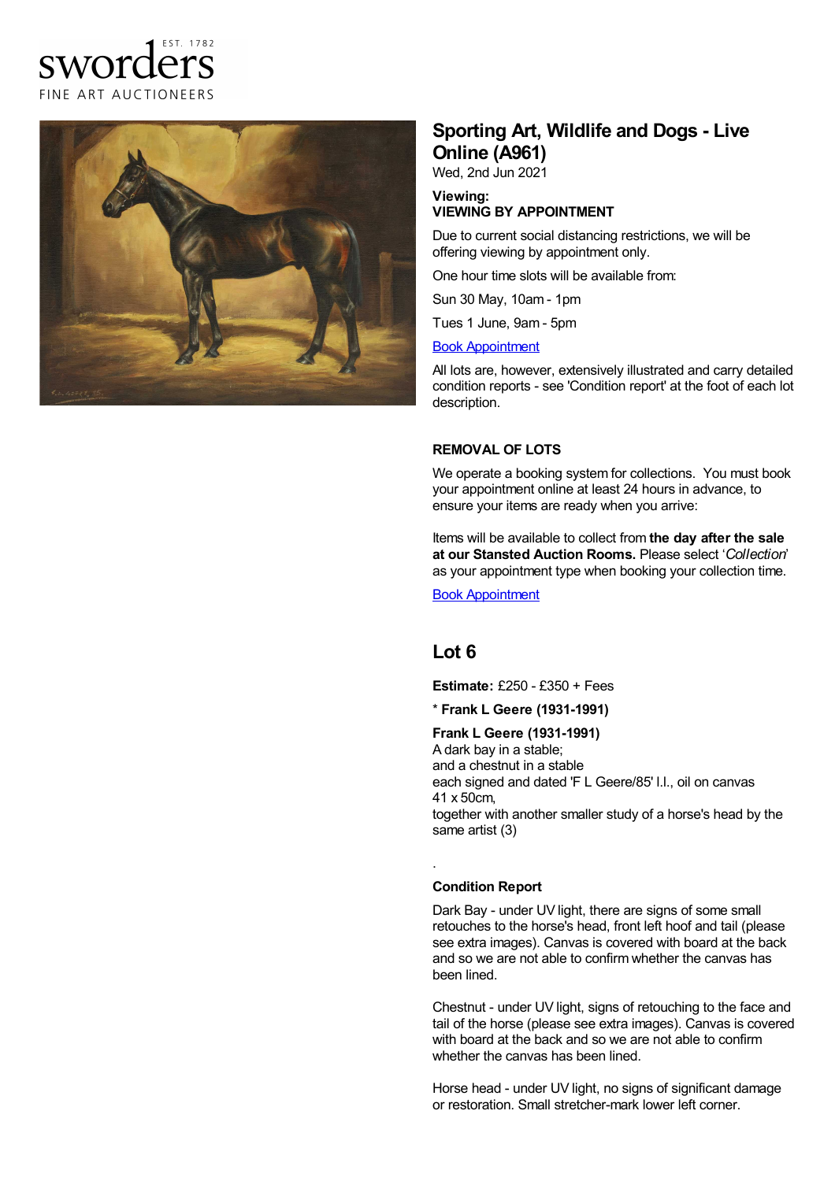sworders
EST. 1782
FINE ART AUCTIONEERS

# Sporting Art, Wildlife and Dogs - Live Online (A961)

Wed, 2nd Jun 2021

**Viewing:**
**VIEWING BY APPOINTMENT**

Due to current social distancing restrictions, we will be offering viewing by appointment only.

One hour time slots will be available from:

Sun 30 May, 10am - 1pm

Tues 1 June, 9am - 5pm

[Book Appointment]

All lots are, however, extensively illustrated and carry detailed condition reports - see 'Condition report' at the foot of each lot description.

### REMOVAL OF LOTS

We operate a booking system for collections. You must book your appointment online at least 24 hours in advance, to ensure your items are ready when you arrive:

Items will be available to collect from **the day after the sale at our Stansted Auction Rooms.** Please select '*Collection*' as your appointment type when booking your collection time.

[Book Appointment]

## Lot 6

**Estimate:** £250 - £350 + Fees

**\* Frank L Geere (1931-1991)**

**Frank L Geere (1931-1991)**
A dark bay in a stable;
and a chestnut in a stable
each signed and dated 'F L Geere/85' l.l., oil on canvas
41 x 50cm,
together with another smaller study of a horse's head by the same artist (3)

.

**Condition Report**

Dark Bay - under UV light, there are signs of some small retouches to the horse's head, front left hoof and tail (please see extra images). Canvas is covered with board at the back and so we are not able to confirm whether the canvas has been lined.

Chestnut - under UV light, signs of retouching to the face and tail of the horse (please see extra images). Canvas is covered with board at the back and so we are not able to confirm whether the canvas has been lined.

Horse head - under UV light, no signs of significant damage or restoration. Small stretcher-mark lower left corner.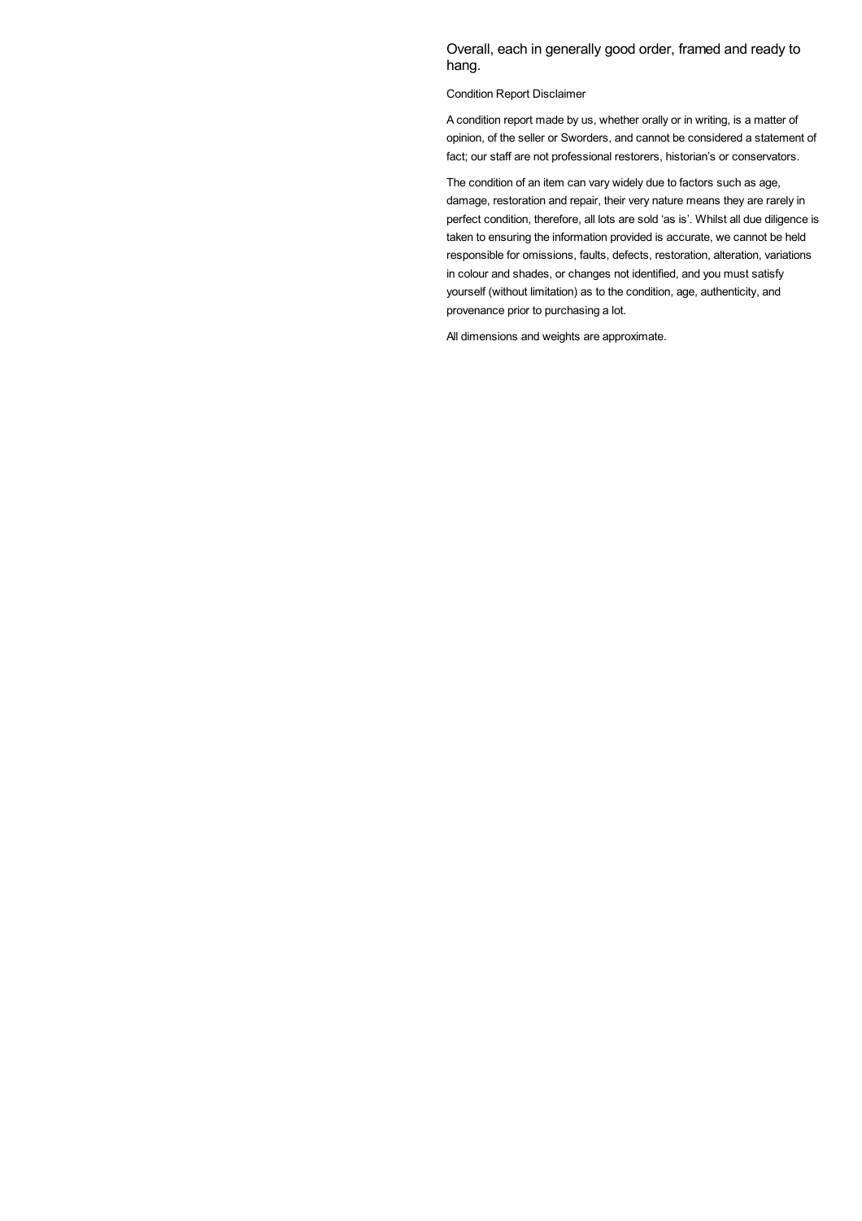Overall, each in generally good order, framed and ready to hang.

Condition Report Disclaimer

A condition report made by us, whether orally or in writing, is a matter of opinion, of the seller or Sworders, and cannot be considered a statement of fact; our staff are not professional restorers, historian's or conservators.

The condition of an item can vary widely due to factors such as age, damage, restoration and repair, their very nature means they are rarely in perfect condition, therefore, all lots are sold 'as is'. Whilst all due diligence is taken to ensuring the information provided is accurate, we cannot be held responsible for omissions, faults, defects, restoration, alteration, variations in colour and shades, or changes not identified, and you must satisfy yourself (without limitation) as to the condition, age, authenticity, and provenance prior to purchasing a lot.

All dimensions and weights are approximate.